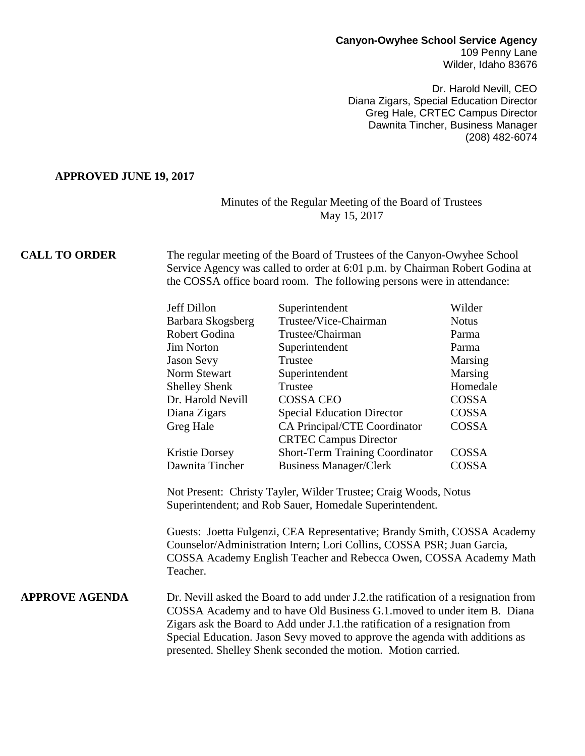**Canyon-Owyhee School Service Agency**
109 Penny Lane
Wilder, Idaho 83676

Dr. Harold Nevill, CEO
Diana Zigars, Special Education Director
Greg Hale, CRTEC Campus Director
Dawnita Tincher, Business Manager
(208) 482-6074

**APPROVED JUNE 19, 2017**

Minutes of the Regular Meeting of the Board of Trustees
May 15, 2017

**CALL TO ORDER**

The regular meeting of the Board of Trustees of the Canyon-Owyhee School Service Agency was called to order at 6:01 p.m. by Chairman Robert Godina at the COSSA office board room. The following persons were in attendance:

| Name | Title | Location |
|---|---|---|
| Jeff Dillon | Superintendent | Wilder |
| Barbara Skogsberg | Trustee/Vice-Chairman | Notus |
| Robert Godina | Trustee/Chairman | Parma |
| Jim Norton | Superintendent | Parma |
| Jason Sevy | Trustee | Marsing |
| Norm Stewart | Superintendent | Marsing |
| Shelley Shenk | Trustee | Homedale |
| Dr. Harold Nevill | COSSA CEO | COSSA |
| Diana Zigars | Special Education Director | COSSA |
| Greg Hale | CA Principal/CTE Coordinator CRTEC Campus Director | COSSA |
| Kristie Dorsey | Short-Term Training Coordinator | COSSA |
| Dawnita Tincher | Business Manager/Clerk | COSSA |

Not Present: Christy Tayler, Wilder Trustee; Craig Woods, Notus Superintendent; and Rob Sauer, Homedale Superintendent.

Guests: Joetta Fulgenzi, CEA Representative; Brandy Smith, COSSA Academy Counselor/Administration Intern; Lori Collins, COSSA PSR; Juan Garcia, COSSA Academy English Teacher and Rebecca Owen, COSSA Academy Math Teacher.

**APPROVE AGENDA**

Dr. Nevill asked the Board to add under J.2.the ratification of a resignation from COSSA Academy and to have Old Business G.1.moved to under item B. Diana Zigars ask the Board to Add under J.1.the ratification of a resignation from Special Education. Jason Sevy moved to approve the agenda with additions as presented. Shelley Shenk seconded the motion. Motion carried.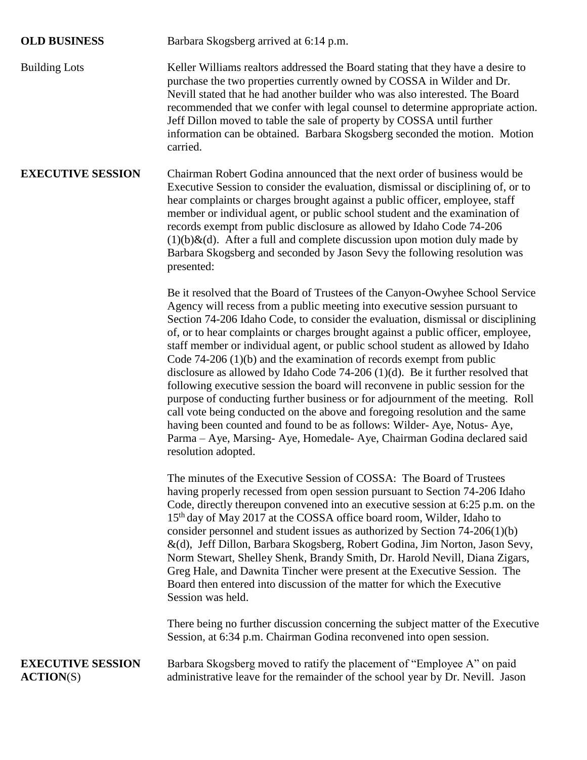**OLD BUSINESS** Barbara Skogsberg arrived at 6:14 p.m.

Building Lots

Keller Williams realtors addressed the Board stating that they have a desire to purchase the two properties currently owned by COSSA in Wilder and Dr. Nevill stated that he had another builder who was also interested. The Board recommended that we confer with legal counsel to determine appropriate action. Jeff Dillon moved to table the sale of property by COSSA until further information can be obtained. Barbara Skogsberg seconded the motion. Motion carried.

**EXECUTIVE SESSION**

Chairman Robert Godina announced that the next order of business would be Executive Session to consider the evaluation, dismissal or disciplining of, or to hear complaints or charges brought against a public officer, employee, staff member or individual agent, or public school student and the examination of records exempt from public disclosure as allowed by Idaho Code 74-206 (1)(b)&(d). After a full and complete discussion upon motion duly made by Barbara Skogsberg and seconded by Jason Sevy the following resolution was presented:

Be it resolved that the Board of Trustees of the Canyon-Owyhee School Service Agency will recess from a public meeting into executive session pursuant to Section 74-206 Idaho Code, to consider the evaluation, dismissal or disciplining of, or to hear complaints or charges brought against a public officer, employee, staff member or individual agent, or public school student as allowed by Idaho Code 74-206 (1)(b) and the examination of records exempt from public disclosure as allowed by Idaho Code 74-206 (1)(d). Be it further resolved that following executive session the board will reconvene in public session for the purpose of conducting further business or for adjournment of the meeting. Roll call vote being conducted on the above and foregoing resolution and the same having been counted and found to be as follows: Wilder- Aye, Notus- Aye, Parma – Aye, Marsing- Aye, Homedale- Aye, Chairman Godina declared said resolution adopted.

The minutes of the Executive Session of COSSA: The Board of Trustees having properly recessed from open session pursuant to Section 74-206 Idaho Code, directly thereupon convened into an executive session at 6:25 p.m. on the 15th day of May 2017 at the COSSA office board room, Wilder, Idaho to consider personnel and student issues as authorized by Section 74-206(1)(b) &(d), Jeff Dillon, Barbara Skogsberg, Robert Godina, Jim Norton, Jason Sevy, Norm Stewart, Shelley Shenk, Brandy Smith, Dr. Harold Nevill, Diana Zigars, Greg Hale, and Dawnita Tincher were present at the Executive Session. The Board then entered into discussion of the matter for which the Executive Session was held.

There being no further discussion concerning the subject matter of the Executive Session, at 6:34 p.m. Chairman Godina reconvened into open session.

**EXECUTIVE SESSION ACTION**(S)

Barbara Skogsberg moved to ratify the placement of "Employee A" on paid administrative leave for the remainder of the school year by Dr. Nevill. Jason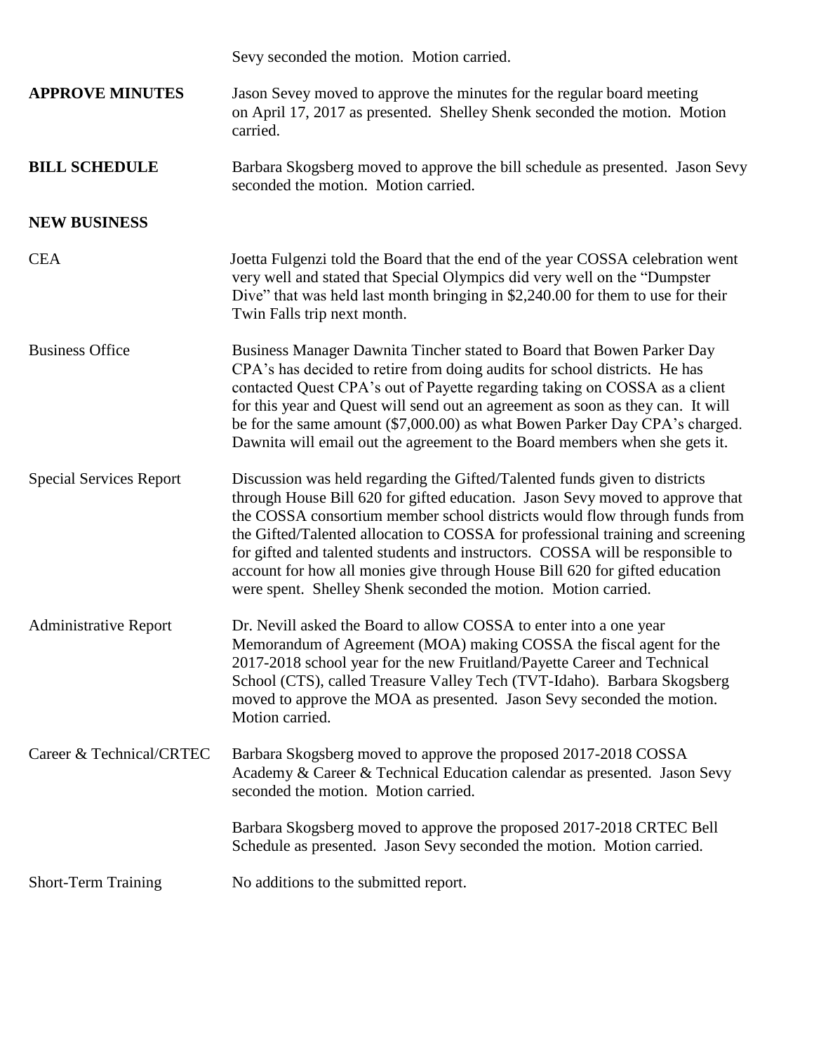Sevy seconded the motion. Motion carried.

**APPROVE MINUTES** Jason Sevey moved to approve the minutes for the regular board meeting on April 17, 2017 as presented. Shelley Shenk seconded the motion. Motion carried.

**BILL SCHEDULE** Barbara Skogsberg moved to approve the bill schedule as presented. Jason Sevy seconded the motion. Motion carried.

**NEW BUSINESS**

CEA Joetta Fulgenzi told the Board that the end of the year COSSA celebration went very well and stated that Special Olympics did very well on the "Dumpster Dive" that was held last month bringing in $2,240.00 for them to use for their Twin Falls trip next month.

Business Office Business Manager Dawnita Tincher stated to Board that Bowen Parker Day CPA's has decided to retire from doing audits for school districts. He has contacted Quest CPA's out of Payette regarding taking on COSSA as a client for this year and Quest will send out an agreement as soon as they can. It will be for the same amount ($7,000.00) as what Bowen Parker Day CPA's charged. Dawnita will email out the agreement to the Board members when she gets it.

Special Services Report Discussion was held regarding the Gifted/Talented funds given to districts through House Bill 620 for gifted education. Jason Sevy moved to approve that the COSSA consortium member school districts would flow through funds from the Gifted/Talented allocation to COSSA for professional training and screening for gifted and talented students and instructors. COSSA will be responsible to account for how all monies give through House Bill 620 for gifted education were spent. Shelley Shenk seconded the motion. Motion carried.

Administrative Report Dr. Nevill asked the Board to allow COSSA to enter into a one year Memorandum of Agreement (MOA) making COSSA the fiscal agent for the 2017-2018 school year for the new Fruitland/Payette Career and Technical School (CTS), called Treasure Valley Tech (TVT-Idaho). Barbara Skogsberg moved to approve the MOA as presented. Jason Sevy seconded the motion. Motion carried.

Career & Technical/CRTEC Barbara Skogsberg moved to approve the proposed 2017-2018 COSSA Academy & Career & Technical Education calendar as presented. Jason Sevy seconded the motion. Motion carried.

Barbara Skogsberg moved to approve the proposed 2017-2018 CRTEC Bell Schedule as presented. Jason Sevy seconded the motion. Motion carried.

Short-Term Training No additions to the submitted report.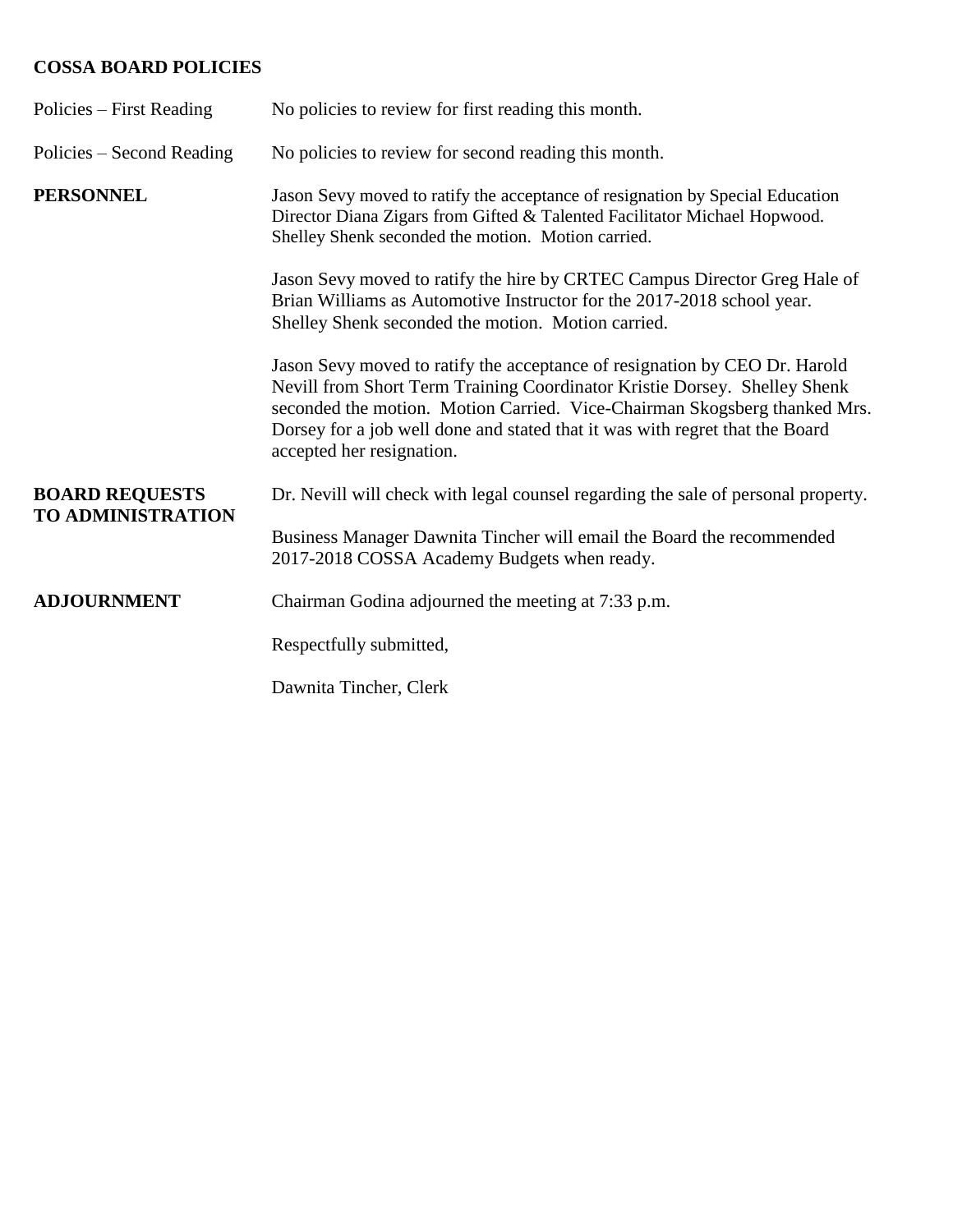**COSSA BOARD POLICIES**

Policies – First Reading — No policies to review for first reading this month.

Policies – Second Reading — No policies to review for second reading this month.

**PERSONNEL**

Jason Sevy moved to ratify the acceptance of resignation by Special Education Director Diana Zigars from Gifted & Talented Facilitator Michael Hopwood. Shelley Shenk seconded the motion. Motion carried.

Jason Sevy moved to ratify the hire by CRTEC Campus Director Greg Hale of Brian Williams as Automotive Instructor for the 2017-2018 school year. Shelley Shenk seconded the motion. Motion carried.

Jason Sevy moved to ratify the acceptance of resignation by CEO Dr. Harold Nevill from Short Term Training Coordinator Kristie Dorsey. Shelley Shenk seconded the motion. Motion Carried. Vice-Chairman Skogsberg thanked Mrs. Dorsey for a job well done and stated that it was with regret that the Board accepted her resignation.

**BOARD REQUESTS TO ADMINISTRATION**

Dr. Nevill will check with legal counsel regarding the sale of personal property.

Business Manager Dawnita Tincher will email the Board the recommended 2017-2018 COSSA Academy Budgets when ready.

**ADJOURNMENT**

Chairman Godina adjourned the meeting at 7:33 p.m.

Respectfully submitted,

Dawnita Tincher, Clerk